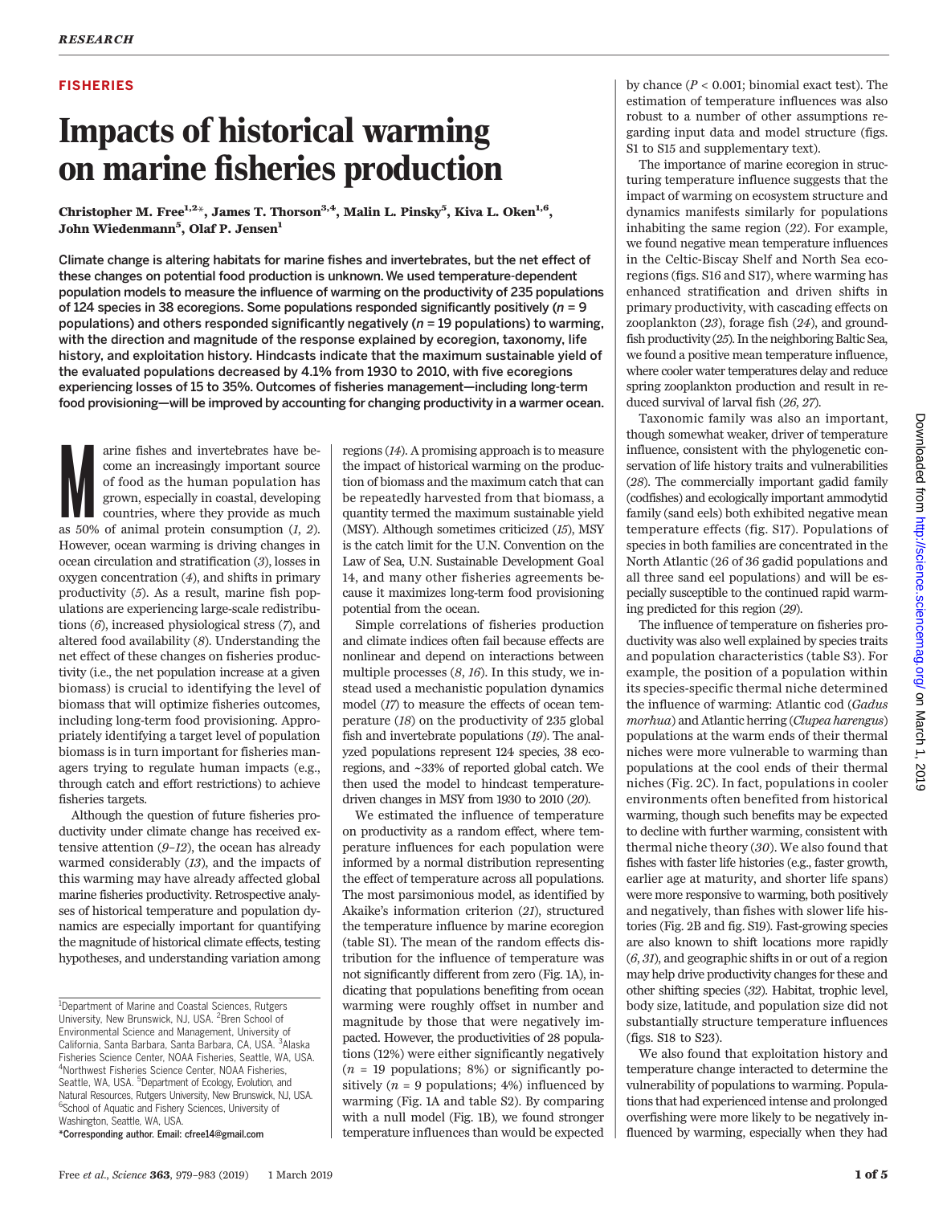FISHERIES

# Impacts of historical warming on marine fisheries production

**Christopher M. Free[1,2]*, James T. Thorson[3,4], Malin L. Pinsky[5], Kiva L. Oken[1,6], John Wiedenmann[5], Olaf P. Jensen[1]**

**Climate change is altering habitats for marine fishes and invertebrates, but the net effect of these changes on potential food production is unknown. We used temperature-dependent population models to measure the influence of warming on the productivity of 235 populations of 124 species in 38 ecoregions. Some populations responded significantly positively (*n* = 9 populations) and others responded significantly negatively (*n* = 19 populations) to warming, with the direction and magnitude of the response explained by ecoregion, taxonomy, life history, and exploitation history. Hindcasts indicate that the maximum sustainable yield of the evaluated populations decreased by 4.1% from 1930 to 2010, with five ecoregions experiencing losses of 15 to 35%. Outcomes of fisheries management—including long-term food provisioning—will be improved by accounting for changing productivity in a warmer ocean.**

Marine fishes and invertebrates have become an increasingly important source of food as the human population has grown, especially in coastal, developing countries, where they provide as much as 50% of animal protein consumption (*1*, *2*). However, ocean warming is driving changes in ocean circulation and stratification (*3*), losses in oxygen concentration (*4*), and shifts in primary productivity (*5*). As a result, marine fish populations are experiencing large-scale redistributions (*6*), increased physiological stress (*7*), and altered food availability (*8*). Understanding the net effect of these changes on fisheries productivity (i.e., the net population increase at a given biomass) is crucial to identifying the level of biomass that will optimize fisheries outcomes, including long-term food provisioning. Appropriately identifying a target level of population biomass is in turn important for fisheries managers trying to regulate human impacts (e.g., through catch and effort restrictions) to achieve fisheries targets.

Although the question of future fisheries productivity under climate change has received extensive attention (*9*–*12*), the ocean has already warmed considerably (*13*), and the impacts of this warming may have already affected global marine fisheries productivity. Retrospective analyses of historical temperature and population dynamics are especially important for quantifying the magnitude of historical climate effects, testing hypotheses, and understanding variation among regions (*14*). A promising approach is to measure the impact of historical warming on the production of biomass and the maximum catch that can be repeatedly harvested from that biomass, a quantity termed the maximum sustainable yield (MSY). Although sometimes criticized (*15*), MSY is the catch limit for the U.N. Convention on the Law of Sea, U.N. Sustainable Development Goal 14, and many other fisheries agreements because it maximizes long-term food provisioning potential from the ocean.

Simple correlations of fisheries production and climate indices often fail because effects are nonlinear and depend on interactions between multiple processes (*8*, *16*). In this study, we instead used a mechanistic population dynamics model (*17*) to measure the effects of ocean temperature (*18*) on the productivity of 235 global fish and invertebrate populations (*19*). The analyzed populations represent 124 species, 38 ecoregions, and ~33% of reported global catch. We then used the model to hindcast temperature-driven changes in MSY from 1930 to 2010 (*20*).

We estimated the influence of temperature on productivity as a random effect, where temperature influences for each population were informed by a normal distribution representing the effect of temperature across all populations. The most parsimonious model, as identified by Akaike's information criterion (*21*), structured the temperature influence by marine ecoregion (table S1). The mean of the random effects distribution for the influence of temperature was not significantly different from zero (Fig. 1A), indicating that populations benefiting from ocean warming were roughly offset in number and magnitude by those that were negatively impacted. However, the productivities of 28 populations (12%) were either significantly negatively (*n* = 19 populations; 8%) or significantly positively (*n* = 9 populations; 4%) influenced by warming (Fig. 1A and table S2). By comparing with a null model (Fig. 1B), we found stronger temperature influences than would be expected by chance ($P < 0.001$; binomial exact test). The estimation of temperature influences was also robust to a number of other assumptions regarding input data and model structure (figs. S1 to S15 and supplementary text).

The importance of marine ecoregion in structuring temperature influence suggests that the impact of warming on ecosystem structure and dynamics manifests similarly for populations inhabiting the same region (*22*). For example, we found negative mean temperature influences in the Celtic-Biscay Shelf and North Sea ecoregions (figs. S16 and S17), where warming has enhanced stratification and driven shifts in primary productivity, with cascading effects on zooplankton (*23*), forage fish (*24*), and groundfish productivity (*25*). In the neighboring Baltic Sea, we found a positive mean temperature influence, where cooler water temperatures delay and reduce spring zooplankton production and result in reduced survival of larval fish (*26*, *27*).

Taxonomic family was also an important, though somewhat weaker, driver of temperature influence, consistent with the phylogenetic conservation of life history traits and vulnerabilities (*28*). The commercially important gadid family (codfishes) and ecologically important ammodytid family (sand eels) both exhibited negative mean temperature effects (fig. S17). Populations of species in both families are concentrated in the North Atlantic (26 of 36 gadid populations and all three sand eel populations) and will be especially susceptible to the continued rapid warming predicted for this region (*29*).

The influence of temperature on fisheries productivity was also well explained by species traits and population characteristics (table S3). For example, the position of a population within its species-specific thermal niche determined the influence of warming: Atlantic cod (*Gadus morhua*) and Atlantic herring (*Clupea harengus*) populations at the warm ends of their thermal niches were more vulnerable to warming than populations at the cool ends of their thermal niches (Fig. 2C). In fact, populations in cooler environments often benefited from historical warming, though such benefits may be expected to decline with further warming, consistent with thermal niche theory (*30*). We also found that fishes with faster life histories (e.g., faster growth, earlier age at maturity, and shorter life spans) were more responsive to warming, both positively and negatively, than fishes with slower life histories (Fig. 2B and fig. S19). Fast-growing species are also known to shift locations more rapidly (*6*, *31*), and geographic shifts in or out of a region may help drive productivity changes for these and other shifting species (*32*). Habitat, trophic level, body size, latitude, and population size did not substantially structure temperature influences (figs. S18 to S23).

We also found that exploitation history and temperature change interacted to determine the vulnerability of populations to warming. Populations that had experienced intense and prolonged overfishing were more likely to be negatively influenced by warming, especially when they had

[1]Department of Marine and Coastal Sciences, Rutgers University, New Brunswick, NJ, USA. [2]Bren School of Environmental Science and Management, University of California, Santa Barbara, Santa Barbara, CA, USA. [3]Alaska Fisheries Science Center, NOAA Fisheries, Seattle, WA, USA. [4]Northwest Fisheries Science Center, NOAA Fisheries, Seattle, WA, USA. [5]Department of Ecology, Evolution, and Natural Resources, Rutgers University, New Brunswick, NJ, USA. [6]School of Aquatic and Fishery Sciences, University of Washington, Seattle, WA, USA.
*Corresponding author. Email: cfree14@gmail.com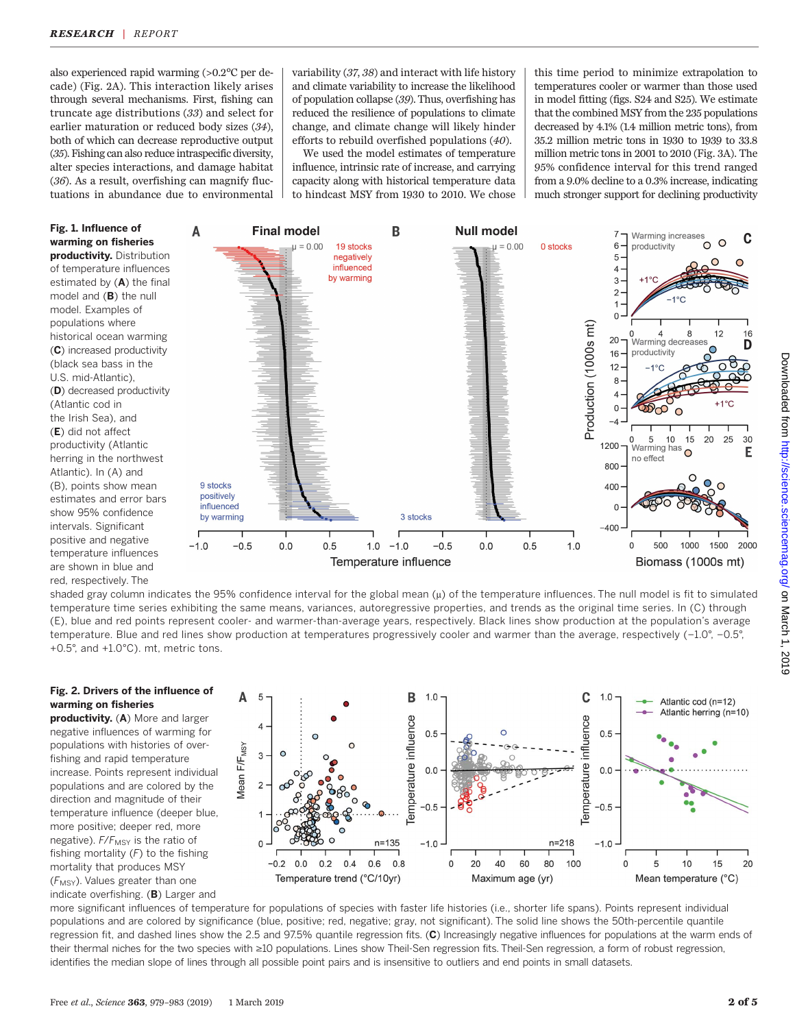also experienced rapid warming (>0.2°C per decade) (Fig. 2A). This interaction likely arises through several mechanisms. First, fishing can truncate age distributions (33) and select for earlier maturation or reduced body sizes (34), both of which can decrease reproductive output (35). Fishing can also reduce intraspecific diversity, alter species interactions, and damage habitat (36). As a result, overfishing can magnify fluctuations in abundance due to environmental variability (37, 38) and interact with life history and climate variability to increase the likelihood of population collapse (39). Thus, overfishing has reduced the resilience of populations to climate change, and climate change will likely hinder efforts to rebuild overfished populations (40).

We used the model estimates of temperature influence, intrinsic rate of increase, and carrying capacity along with historical temperature data to hindcast MSY from 1930 to 2010. We chose this time period to minimize extrapolation to temperatures cooler or warmer than those used in model fitting (figs. S24 and S25). We estimate that the combined MSY from the 235 populations decreased by 4.1% (1.4 million metric tons), from 35.2 million metric tons in 1930 to 1939 to 33.8 million metric tons in 2001 to 2010 (Fig. 3A). The 95% confidence interval for this trend ranged from a 9.0% decline to a 0.3% increase, indicating much stronger support for declining productivity

**Fig. 1. Influence of warming on fisheries productivity.** Distribution of temperature influences estimated by (**A**) the final model and (**B**) the null model. Examples of populations where historical ocean warming (**C**) increased productivity (black sea bass in the U.S. mid-Atlantic), (**D**) decreased productivity (Atlantic cod in the Irish Sea), and (**E**) did not affect productivity (Atlantic herring in the northwest Atlantic). In (A) and (B), points show mean estimates and error bars show 95% confidence intervals. Significant positive and negative temperature influences are shown in blue and red, respectively. The shaded gray column indicates the 95% confidence interval for the global mean (μ) of the temperature influences. The null model is fit to simulated temperature time series exhibiting the same means, variances, autoregressive properties, and trends as the original time series. In (C) through (E), blue and red points represent cooler- and warmer-than-average years, respectively. Black lines show production at the population's average temperature. Blue and red lines show production at temperatures progressively cooler and warmer than the average, respectively (−1.0°, −0.5°, +0.5°, and +1.0°C). mt, metric tons.

**Fig. 2. Drivers of the influence of warming on fisheries productivity.** (**A**) More and larger negative influences of warming for populations with histories of overfishing and rapid temperature increase. Points represent individual populations and are colored by the direction and magnitude of their temperature influence (deeper blue, more positive; deeper red, more negative). $F/F_{MSY}$ is the ratio of fishing mortality ($F$) to the fishing mortality that produces MSY ($F_{MSY}$). Values greater than one indicate overfishing. (**B**) Larger and more significant influences of temperature for populations of species with faster life histories (i.e., shorter life spans). Points represent individual populations and are colored by significance (blue, positive; red, negative; gray, not significant). The solid line shows the 50th-percentile quantile regression fit, and dashed lines show the 2.5 and 97.5% quantile regression fits. (**C**) Increasingly negative influences for populations at the warm ends of their thermal niches for the two species with ≥10 populations. Lines show Theil-Sen regression fits. Theil-Sen regression, a form of robust regression, identifies the median slope of lines through all possible point pairs and is insensitive to outliers and end points in small datasets.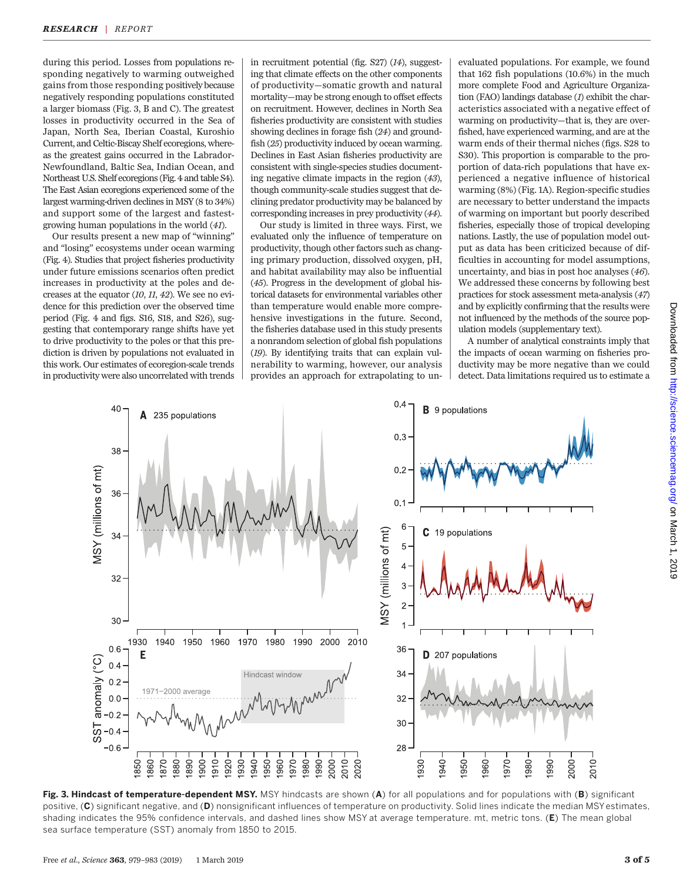during this period. Losses from populations responding negatively to warming outweighed gains from those responding positively because negatively responding populations constituted a larger biomass (Fig. 3, B and C). The greatest losses in productivity occurred in the Sea of Japan, North Sea, Iberian Coastal, Kuroshio Current, and Celtic-Biscay Shelf ecoregions, whereas the greatest gains occurred in the Labrador-Newfoundland, Baltic Sea, Indian Ocean, and Northeast U.S. Shelf ecoregions (Fig. 4 and table S4). The East Asian ecoregions experienced some of the largest warming-driven declines in MSY (8 to 34%) and support some of the largest and fastest-growing human populations in the world (*41*).

Our results present a new map of "winning" and "losing" ecosystems under ocean warming (Fig. 4). Studies that project fisheries productivity under future emissions scenarios often predict increases in productivity at the poles and decreases at the equator (*10*, *11*, *42*). We see no evidence for this prediction over the observed time period (Fig. 4 and figs. S16, S18, and S26), suggesting that contemporary range shifts have yet to drive productivity to the poles or that this prediction is driven by populations not evaluated in this work. Our estimates of ecoregion-scale trends in productivity were also uncorrelated with trends in recruitment potential (fig. S27) (*14*), suggesting that climate effects on the other components of productivity—somatic growth and natural mortality—may be strong enough to offset effects on recruitment. However, declines in North Sea fisheries productivity are consistent with studies showing declines in forage fish (*24*) and groundfish (*25*) productivity induced by ocean warming. Declines in East Asian fisheries productivity are consistent with single-species studies documenting negative climate impacts in the region (*43*), though community-scale studies suggest that declining predator productivity may be balanced by corresponding increases in prey productivity (*44*).

Our study is limited in three ways. First, we evaluated only the influence of temperature on productivity, though other factors such as changing primary production, dissolved oxygen, pH, and habitat availability may also be influential (*45*). Progress in the development of global historical datasets for environmental variables other than temperature would enable more comprehensive investigations in the future. Second, the fisheries database used in this study presents a nonrandom selection of global fish populations (*19*). By identifying traits that can explain vulnerability to warming, however, our analysis provides an approach for extrapolating to unevaluated populations. For example, we found that 162 fish populations (10.6%) in the much more complete Food and Agriculture Organization (FAO) landings database (*1*) exhibit the characteristics associated with a negative effect of warming on productivity—that is, they are overfished, have experienced warming, and are at the warm ends of their thermal niches (figs. S28 to S30). This proportion is comparable to the proportion of data-rich populations that have experienced a negative influence of historical warming (8%) (Fig. 1A). Region-specific studies are necessary to better understand the impacts of warming on important but poorly described fisheries, especially those of tropical developing nations. Lastly, the use of population model output as data has been criticized because of difficulties in accounting for model assumptions, uncertainty, and bias in post hoc analyses (*46*). We addressed these concerns by following best practices for stock assessment meta-analysis (*47*) and by explicitly confirming that the results were not influenced by the methods of the source population models (supplementary text).

A number of analytical constraints imply that the impacts of ocean warming on fisheries productivity may be more negative than we could detect. Data limitations required us to estimate a

**Fig. 3. Hindcast of temperature-dependent MSY.** MSY hindcasts are shown (**A**) for all populations and for populations with (**B**) significant positive, (**C**) significant negative, and (**D**) nonsignificant influences of temperature on productivity. Solid lines indicate the median MSY estimates, shading indicates the 95% confidence intervals, and dashed lines show MSY at average temperature. mt, metric tons. (**E**) The mean global sea surface temperature (SST) anomaly from 1850 to 2015.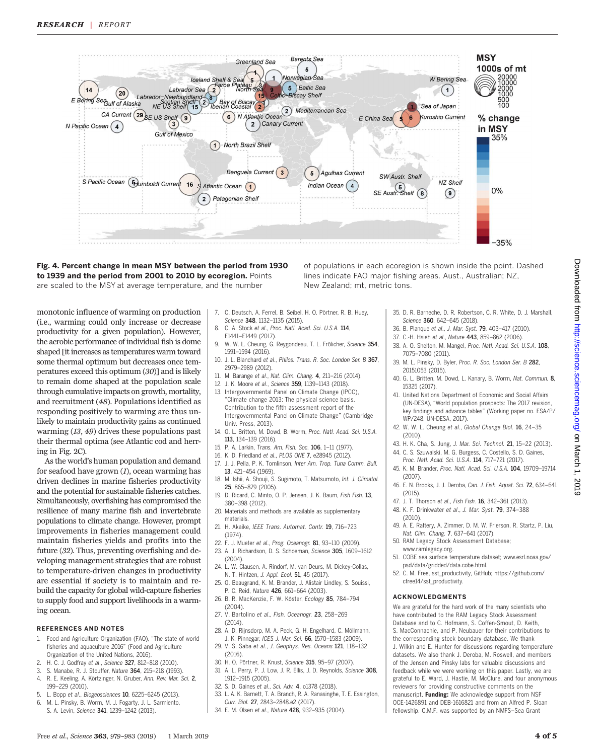**Fig. 4. Percent change in mean MSY between the period from 1930 to 1939 and the period from 2001 to 2010 by ecoregion.** Points are scaled to the MSY at average temperature, and the number of populations in each ecoregion is shown inside the point. Dashed lines indicate FAO major fishing areas. Aust., Australian; NZ, New Zealand; mt, metric tons.

monotonic influence of warming on production (i.e., warming could only increase or decrease productivity for a given population). However, the aerobic performance of individual fish is dome shaped [it increases as temperatures warm toward some thermal optimum but decreases once temperatures exceed this optimum (*30*)] and is likely to remain dome shaped at the population scale through cumulative impacts on growth, mortality, and recruitment (*48*). Populations identified as responding positively to warming are thus unlikely to maintain productivity gains as continued warming (*13*, *49*) drives these populations past their thermal optima (see Atlantic cod and herring in Fig. 2C).

As the world's human population and demand for seafood have grown (*1*), ocean warming has driven declines in marine fisheries productivity and the potential for sustainable fisheries catches. Simultaneously, overfishing has compromised the resilience of many marine fish and invertebrate populations to climate change. However, prompt improvements in fisheries management could maintain fisheries yields and profits into the future (*32*). Thus, preventing overfishing and developing management strategies that are robust to temperature-driven changes in productivity are essential if society is to maintain and rebuild the capacity for global wild-capture fisheries to supply food and support livelihoods in a warming ocean.

## REFERENCES AND NOTES

1. Food and Agriculture Organization (FAO), "The state of world fisheries and aquaculture 2016" (Food and Agriculture Organization of the United Nations, 2016).
2. H. C. J. Godfray *et al.*, *Science* **327**, 812–818 (2010).
3. S. Manabe, R. J. Stouffer, *Nature* **364**, 215–218 (1993).
4. R. E. Keeling, A. Körtzinger, N. Gruber, *Ann. Rev. Mar. Sci.* **2**, 199–229 (2010).
5. L. Bopp *et al.*, *Biogeosciences* **10**, 6225–6245 (2013).
6. M. L. Pinsky, B. Worm, M. J. Fogarty, J. L. Sarmiento, S. A. Levin, *Science* **341**, 1239–1242 (2013).
7. C. Deutsch, A. Ferrel, B. Seibel, H. O. Pörtner, R. B. Huey, *Science* **348**, 1132–1135 (2015).
8. C. A. Stock *et al.*, *Proc. Natl. Acad. Sci. U.S.A.* **114**, E1441–E1449 (2017).
9. W. W. L. Cheung, G. Reygondeau, T. L. Frölicher, *Science* **354**, 1591–1594 (2016).
10. J. L. Blanchard *et al.*, *Philos. Trans. R. Soc. London Ser. B* **367**, 2979–2989 (2012).
11. M. Barange *et al.*, *Nat. Clim. Chang.* **4**, 211–216 (2014).
12. J. K. Moore *et al.*, *Science* **359**, 1139–1143 (2018).
13. Intergovernmental Panel on Climate Change (IPCC), "Climate change 2013: The physical science basis. Contribution to the fifth assessment report of the Intergovernmental Panel on Climate Change" (Cambridge Univ. Press, 2013).
14. G. L. Britten, M. Dowd, B. Worm, *Proc. Natl. Acad. Sci. U.S.A.* **113**, 134–139 (2016).
15. P. A. Larkin, *Trans. Am. Fish. Soc.* **106**, 1–11 (1977).
16. K. D. Friedland *et al.*, *PLOS ONE* **7**, e28945 (2012).
17. J. J. Pella, P. K. Tomlinson, *Inter Am. Trop. Tuna Comm. Bull.* **13**, 421–454 (1969).
18. M. Ishii, A. Shouji, S. Sugimoto, T. Matsumoto, *Int. J. Climatol.* **25**, 865–879 (2005).
19. D. Ricard, C. Minto, O. P. Jensen, J. K. Baum, *Fish Fish.* **13**, 380–398 (2012).
20. Materials and methods are available as supplementary materials.
21. H. Akaike, *IEEE Trans. Automat. Contr.* **19**, 716–723 (1974).
22. F. J. Mueter *et al.*, *Prog. Oceanogr.* **81**, 93–110 (2009).
23. A. J. Richardson, D. S. Schoeman, *Science* **305**, 1609–1612 (2004).
24. L. W. Clausen, A. Rindorf, M. van Deurs, M. Dickey-Collas, N. T. Hintzen, *J. Appl. Ecol.* **51**, 45 (2017).
25. G. Beaugrand, K. M. Brander, J. Alistair Lindley, S. Souissi, P. C. Reid, *Nature* **426**, 661–664 (2003).
26. B. R. MacKenzie, F. W. Köster, *Ecology* **85**, 784–794 (2004).
27. V. Bartolino *et al.*, *Fish. Oceanogr.* **23**, 258–269 (2014).
28. A. D. Rijnsdorp, M. A. Peck, G. H. Engelhard, C. Möllmann, J. K. Pinnegar, *ICES J. Mar. Sci.* **66**, 1570–1583 (2009).
29. V. S. Saba *et al.*, *J. Geophys. Res. Oceans* **121**, 118–132 (2016).
30. H. O. Pörtner, R. Knust, *Science* **315**, 95–97 (2007).
31. A. L. Perry, P. J. Low, J. R. Ellis, J. D. Reynolds, *Science* **308**, 1912–1915 (2005).
32. S. D. Gaines *et al.*, *Sci. Adv.* **4**, e1378 (2018).
33. L. A. K. Barnett, T. A. Branch, R. A. Ranasinghe, T. E. Essington, *Curr. Biol.* **27**, 2843–2848.e2 (2017).
34. E. M. Olsen *et al.*, *Nature* **428**, 932–935 (2004).
35. D. R. Barneche, D. R. Robertson, C. R. White, D. J. Marshall, *Science* **360**, 642–645 (2018).
36. B. Planque *et al.*, *J. Mar. Syst.* **79**, 403–417 (2010).
37. C.-H. Hsieh *et al.*, *Nature* **443**, 859–862 (2006).
38. A. O. Shelton, M. Mangel, *Proc. Natl. Acad. Sci. U.S.A.* **108**, 7075–7080 (2011).
39. M. L. Pinsky, D. Byler, *Proc. R. Soc. London Ser. B* **282**, 20151053 (2015).
40. G. L. Britten, M. Dowd, L. Kanary, B. Worm, *Nat. Commun.* **8**, 15325 (2017).
41. United Nations Department of Economic and Social Affairs (UN-DESA), "World population prospects: The 2017 revision, key findings and advance tables" (Working paper no. ESA/P/WP/248, UN-DESA, 2017).
42. W. W. L. Cheung *et al.*, *Global Change Biol.* **16**, 24–35 (2010).
43. H. K. Cha, S. Jung, *J. Mar. Sci. Technol.* **21**, 15–22 (2013).
44. C. S. Szuwalski, M. G. Burgess, C. Costello, S. D. Gaines, *Proc. Natl. Acad. Sci. U.S.A.* **114**, 717–721 (2017).
45. K. M. Brander, *Proc. Natl. Acad. Sci. U.S.A.* **104**, 19709–19714 (2007).
46. E. N. Brooks, J. J. Deroba, *Can. J. Fish. Aquat. Sci.* **72**, 634–641 (2015).
47. J. T. Thorson *et al.*, *Fish Fish.* **16**, 342–361 (2013).
48. K. F. Drinkwater *et al.*, *J. Mar. Syst.* **79**, 374–388 (2010).
49. A. E. Raftery, A. Zimmer, D. M. W. Frierson, R. Startz, P. Liu, *Nat. Clim. Chang.* **7**, 637–641 (2017).
50. RAM Legacy Stock Assessment Database; www.ramlegacy.org.
51. COBE sea surface temperature dataset; www.esrl.noaa.gov/psd/data/gridded/data.cobe.html.
52. C. M. Free, sst_productivity, GitHub; https://github.com/cfree14/sst_productivity.

## ACKNOWLEDGMENTS

We are grateful for the hard work of the many scientists who have contributed to the RAM Legacy Stock Assessment Database and to C. Hofmann, S. Coffen-Smout, D. Keith, S. MacConnachie, and P. Neubauer for their contributions to the corresponding stock boundary database. We thank J. Wilkin and E. Hunter for discussions regarding temperature datasets. We also thank J. Deroba, M. Roswell, and members of the Jensen and Pinsky labs for valuable discussions and feedback while we were working on this paper. Lastly, we are grateful to E. Ward, J. Hastie, M. McClure, and four anonymous reviewers for providing constructive comments on the manuscript. **Funding:** We acknowledge support from NSF OCE-1426891 and DEB-1616821 and from an Alfred P. Sloan fellowship. C.M.F. was supported by an NMFS–Sea Grant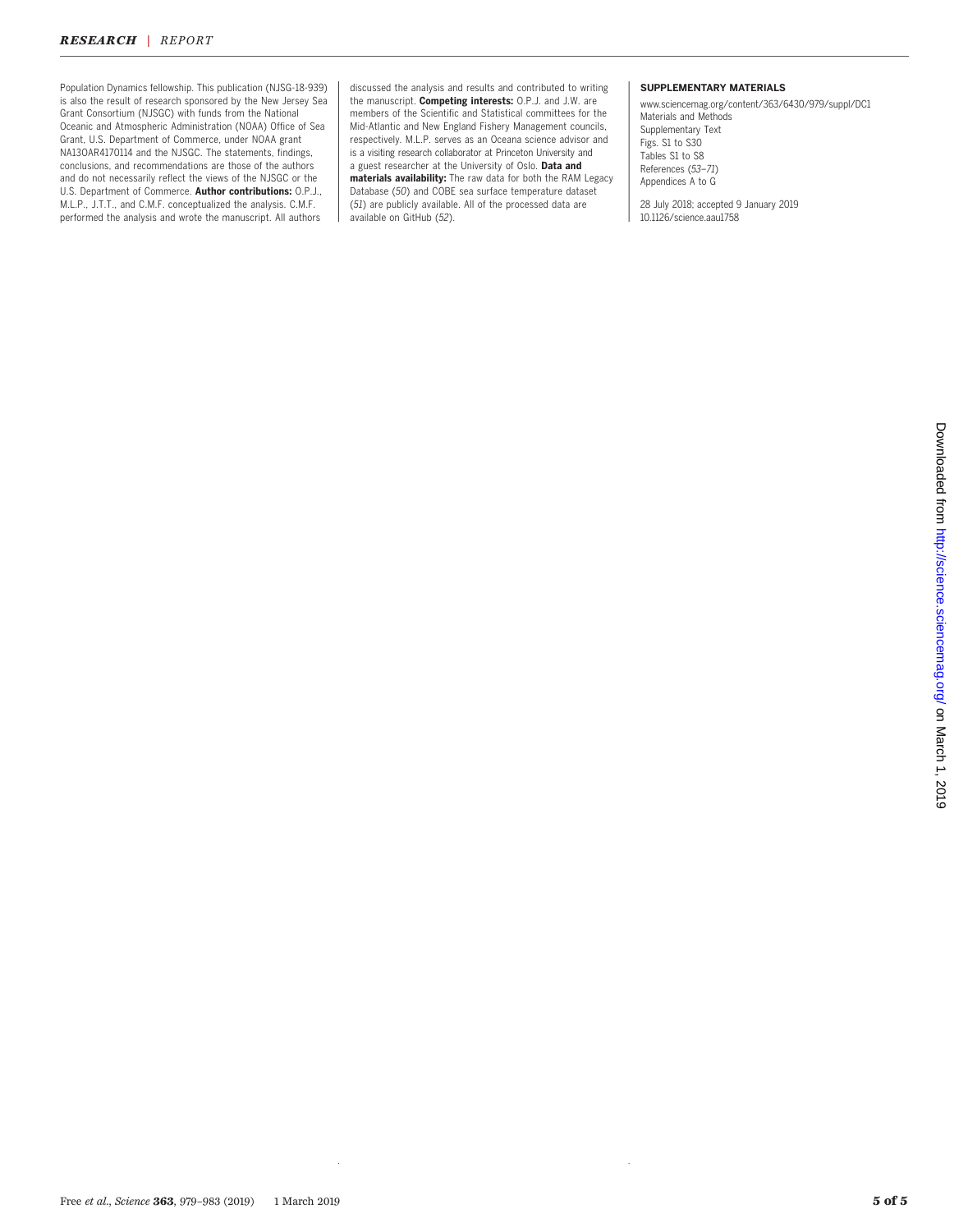Population Dynamics fellowship. This publication (NJSG-18-939) is also the result of research sponsored by the New Jersey Sea Grant Consortium (NJSGC) with funds from the National Oceanic and Atmospheric Administration (NOAA) Office of Sea Grant, U.S. Department of Commerce, under NOAA grant NA13OAR4170114 and the NJSGC. The statements, findings, conclusions, and recommendations are those of the authors and do not necessarily reflect the views of the NJSGC or the U.S. Department of Commerce. **Author contributions:** O.P.J., M.L.P., J.T.T., and C.M.F. conceptualized the analysis. C.M.F. performed the analysis and wrote the manuscript. All authors discussed the analysis and results and contributed to writing the manuscript. **Competing interests:** O.P.J. and J.W. are members of the Scientific and Statistical committees for the Mid-Atlantic and New England Fishery Management councils, respectively. M.L.P. serves as an Oceana science advisor and is a visiting research collaborator at Princeton University and a guest researcher at the University of Oslo. **Data and materials availability:** The raw data for both the RAM Legacy Database (*50*) and COBE sea surface temperature dataset (*51*) are publicly available. All of the processed data are available on GitHub (*52*).

### SUPPLEMENTARY MATERIALS

www.sciencemag.org/content/363/6430/979/suppl/DC1
Materials and Methods
Supplementary Text
Figs. S1 to S30
Tables S1 to S8
References (*53*–*71*)
Appendices A to G

28 July 2018; accepted 9 January 2019
10.1126/science.aau1758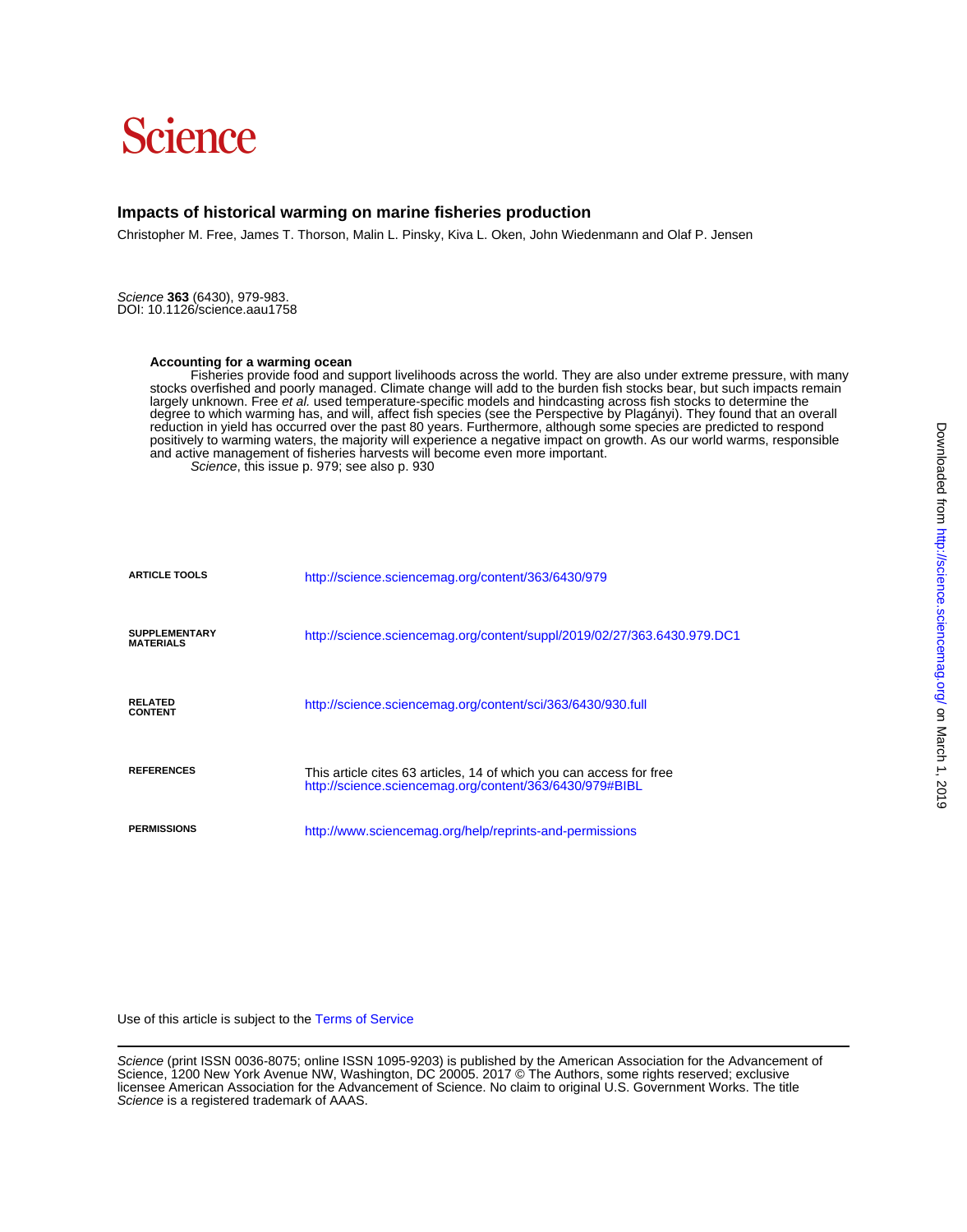# Science

## Impacts of historical warming on marine fisheries production

Christopher M. Free, James T. Thorson, Malin L. Pinsky, Kiva L. Oken, John Wiedenmann and Olaf P. Jensen

*Science* **363** (6430), 979-983.
DOI: 10.1126/science.aau1758

**Accounting for a warming ocean**

Fisheries provide food and support livelihoods across the world. They are also under extreme pressure, with many stocks overfished and poorly managed. Climate change will add to the burden fish stocks bear, but such impacts remain largely unknown. Free *et al.* used temperature-specific models and hindcasting across fish stocks to determine the degree to which warming has, and will, affect fish species (see the Perspective by Plagányi). They found that an overall reduction in yield has occurred over the past 80 years. Furthermore, although some species are predicted to respond positively to warming waters, the majority will experience a negative impact on growth. As our world warms, responsible and active management of fisheries harvests will become even more important.

*Science*, this issue p. 979; see also p. 930

| | |
|---|---|
| **ARTICLE TOOLS** | http://science.sciencemag.org/content/363/6430/979 |
| **SUPPLEMENTARY MATERIALS** | http://science.sciencemag.org/content/suppl/2019/02/27/363.6430.979.DC1 |
| **RELATED CONTENT** | http://science.sciencemag.org/content/sci/363/6430/930.full |
| **REFERENCES** | This article cites 63 articles, 14 of which you can access for free http://science.sciencemag.org/content/363/6430/979#BIBL |
| **PERMISSIONS** | http://www.sciencemag.org/help/reprints-and-permissions |

Use of this article is subject to the Terms of Service

*Science* (print ISSN 0036-8075; online ISSN 1095-9203) is published by the American Association for the Advancement of Science, 1200 New York Avenue NW, Washington, DC 20005. 2017 © The Authors, some rights reserved; exclusive licensee American Association for the Advancement of Science. No claim to original U.S. Government Works. The title *Science* is a registered trademark of AAAS.

Downloaded from http://science.sciencemag.org/ on March 1, 2019